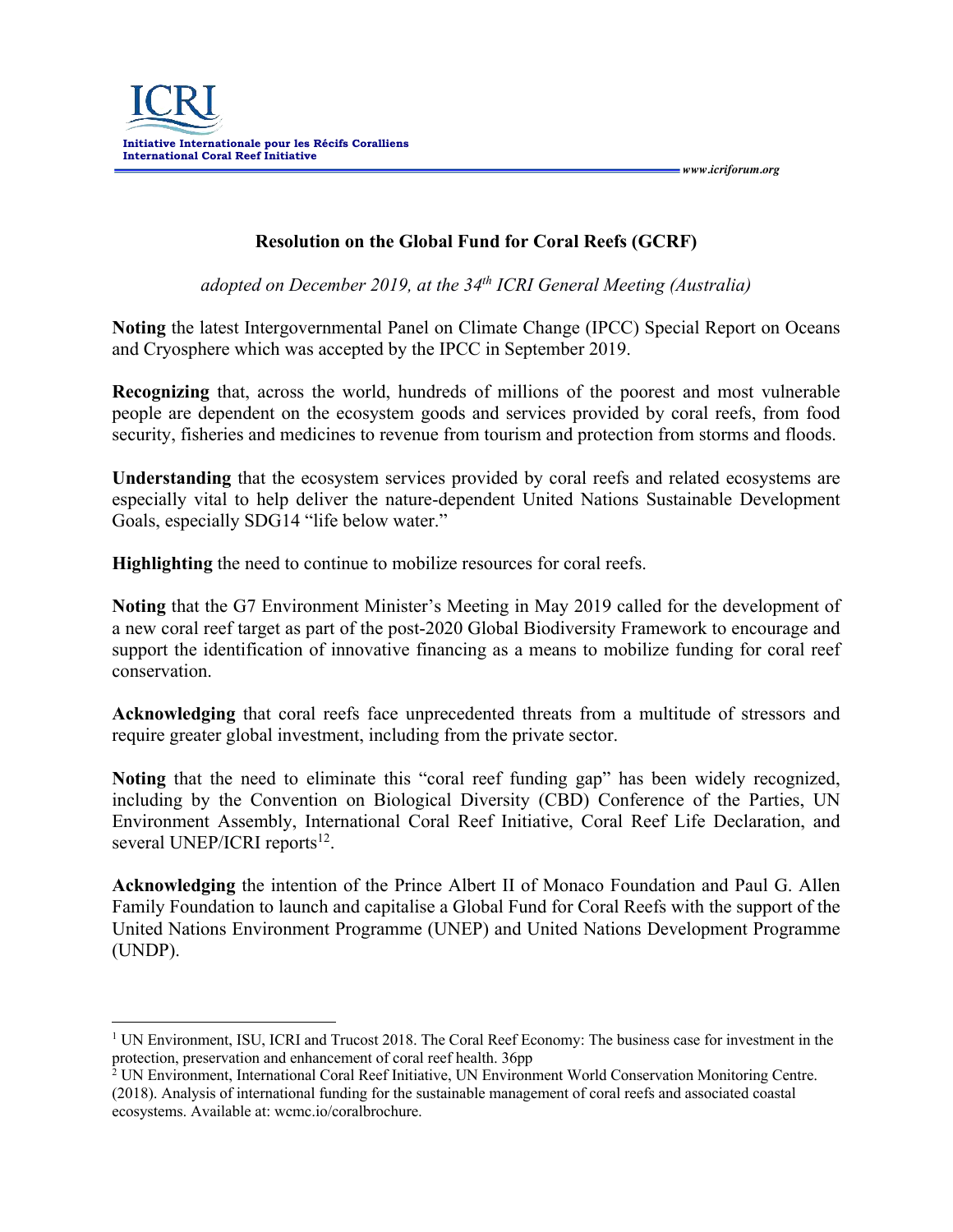ICRI

**Initiative Internationale pour les Récifs Coralliens**
**International Coral Reef Initiative**

*www.icriforum.org*

# Resolution on the Global Fund for Coral Reefs (GCRF)

*adopted on December 2019, at the 34th ICRI General Meeting (Australia)*

**Noting** the latest Intergovernmental Panel on Climate Change (IPCC) Special Report on Oceans and Cryosphere which was accepted by the IPCC in September 2019.

**Recognizing** that, across the world, hundreds of millions of the poorest and most vulnerable people are dependent on the ecosystem goods and services provided by coral reefs, from food security, fisheries and medicines to revenue from tourism and protection from storms and floods.

**Understanding** that the ecosystem services provided by coral reefs and related ecosystems are especially vital to help deliver the nature-dependent United Nations Sustainable Development Goals, especially SDG14 "life below water."

**Highlighting** the need to continue to mobilize resources for coral reefs.

**Noting** that the G7 Environment Minister's Meeting in May 2019 called for the development of a new coral reef target as part of the post-2020 Global Biodiversity Framework to encourage and support the identification of innovative financing as a means to mobilize funding for coral reef conservation.

**Acknowledging** that coral reefs face unprecedented threats from a multitude of stressors and require greater global investment, including from the private sector.

**Noting** that the need to eliminate this "coral reef funding gap" has been widely recognized, including by the Convention on Biological Diversity (CBD) Conference of the Parties, UN Environment Assembly, International Coral Reef Initiative, Coral Reef Life Declaration, and several UNEP/ICRI reports[1,2].

**Acknowledging** the intention of the Prince Albert II of Monaco Foundation and Paul G. Allen Family Foundation to launch and capitalise a Global Fund for Coral Reefs with the support of the United Nations Environment Programme (UNEP) and United Nations Development Programme (UNDP).

---

[1] UN Environment, ISU, ICRI and Trucost 2018. The Coral Reef Economy: The business case for investment in the protection, preservation and enhancement of coral reef health. 36pp

[2] UN Environment, International Coral Reef Initiative, UN Environment World Conservation Monitoring Centre. (2018). Analysis of international funding for the sustainable management of coral reefs and associated coastal ecosystems. Available at: wcmc.io/coralbrochure.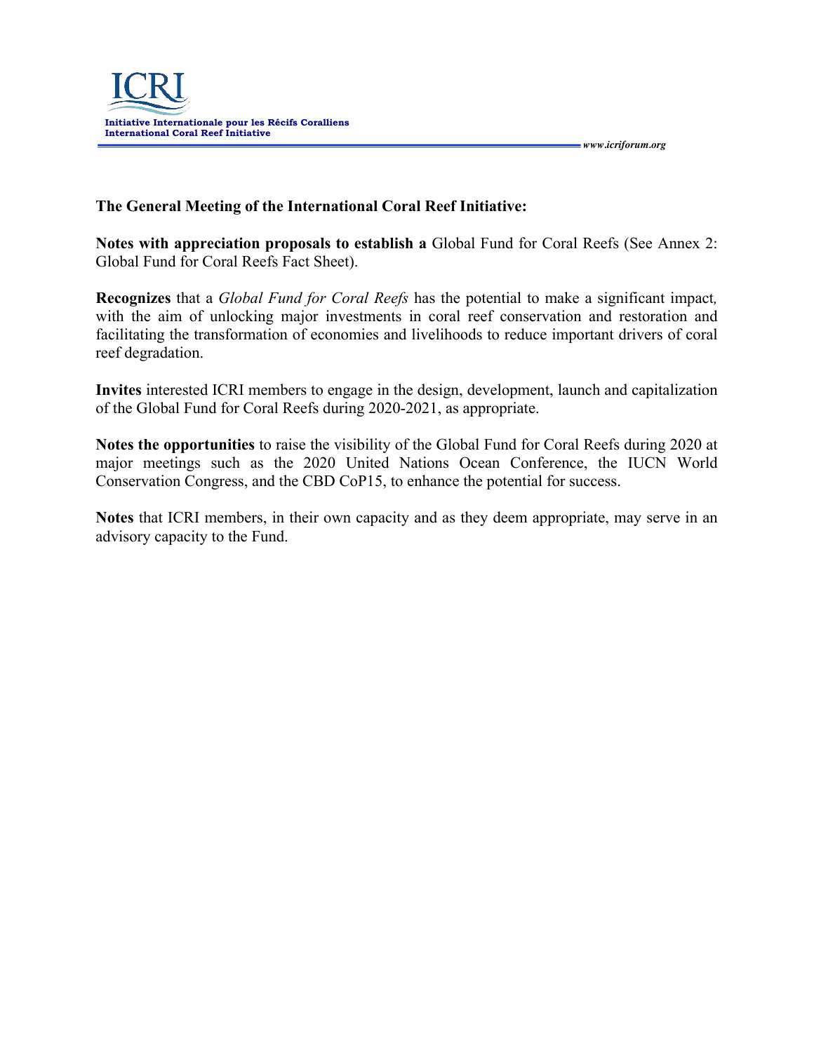**The General Meeting of the International Coral Reef Initiative:**

**Notes with appreciation proposals to establish a** Global Fund for Coral Reefs (See Annex 2: Global Fund for Coral Reefs Fact Sheet).

**Recognizes** that a *Global Fund for Coral Reefs* has the potential to make a significant impact, with the aim of unlocking major investments in coral reef conservation and restoration and facilitating the transformation of economies and livelihoods to reduce important drivers of coral reef degradation.

**Invites** interested ICRI members to engage in the design, development, launch and capitalization of the Global Fund for Coral Reefs during 2020-2021, as appropriate.

**Notes the opportunities** to raise the visibility of the Global Fund for Coral Reefs during 2020 at major meetings such as the 2020 United Nations Ocean Conference, the IUCN World Conservation Congress, and the CBD CoP15, to enhance the potential for success.

**Notes** that ICRI members, in their own capacity and as they deem appropriate, may serve in an advisory capacity to the Fund.